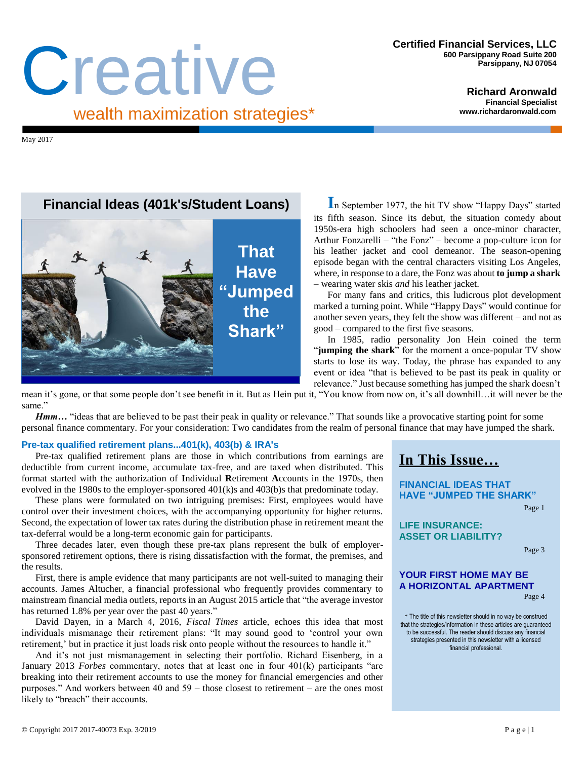# Creative

wealth maximization strategies*

**Certified Financial Services, LLC**
**600 Parsippany Road Suite 200**
**Parsippany, NJ 07054**

**Richard Aronwald**
**Financial Specialist**
**www.richardaronwald.com**

May 2017

## Financial Ideas (401k's/Student Loans) That Have "Jumped the Shark"

In September 1977, the hit TV show "Happy Days" started its fifth season. Since its debut, the situation comedy about 1950s-era high schoolers had seen a once-minor character, Arthur Fonzarelli – "the Fonz" – become a pop-culture icon for his leather jacket and cool demeanor. The season-opening episode began with the central characters visiting Los Angeles, where, in response to a dare, the Fonz was about **to jump a shark** – wearing water skis *and* his leather jacket.

For many fans and critics, this ludicrous plot development marked a turning point. While "Happy Days" would continue for another seven years, they felt the show was different – and not as good – compared to the first five seasons.

In 1985, radio personality Jon Hein coined the term "**jumping the shark**" for the moment a once-popular TV show starts to lose its way. Today, the phrase has expanded to any event or idea "that is believed to be past its peak in quality or relevance." Just because something has jumped the shark doesn't mean it's gone, or that some people don't see benefit in it. But as Hein put it, "You know from now on, it's all downhill…it will never be the same."

***Hmm…*** "ideas that are believed to be past their peak in quality or relevance." That sounds like a provocative starting point for some personal finance commentary. For your consideration: Two candidates from the realm of personal finance that may have jumped the shark.

### Pre-tax qualified retirement plans...401(k), 403(b) & IRA's

Pre-tax qualified retirement plans are those in which contributions from earnings are deductible from current income, accumulate tax-free, and are taxed when distributed. This format started with the authorization of **I**ndividual **R**etirement **A**ccounts in the 1970s, then evolved in the 1980s to the employer-sponsored 401(k)s and 403(b)s that predominate today.

These plans were formulated on two intriguing premises: First, employees would have control over their investment choices, with the accompanying opportunity for higher returns. Second, the expectation of lower tax rates during the distribution phase in retirement meant the tax-deferral would be a long-term economic gain for participants.

Three decades later, even though these pre-tax plans represent the bulk of employer-sponsored retirement options, there is rising dissatisfaction with the format, the premises, and the results.

First, there is ample evidence that many participants are not well-suited to managing their accounts. James Altucher, a financial professional who frequently provides commentary to mainstream financial media outlets, reports in an August 2015 article that "the average investor has returned 1.8% per year over the past 40 years."

David Dayen, in a March 4, 2016, *Fiscal Times* article, echoes this idea that most individuals mismanage their retirement plans: "It may sound good to 'control your own retirement,' but in practice it just loads risk onto people without the resources to handle it."

And it's not just mismanagement in selecting their portfolio. Richard Eisenberg, in a January 2013 *Forbes* commentary, notes that at least one in four 401(k) participants "are breaking into their retirement accounts to use the money for financial emergencies and other purposes." And workers between 40 and 59 – those closest to retirement – are the ones most likely to "breach" their accounts.

---

## In This Issue…

**FINANCIAL IDEAS THAT HAVE "JUMPED THE SHARK"** — Page 1

**LIFE INSURANCE: ASSET OR LIABILITY?** — Page 3

**YOUR FIRST HOME MAY BE A HORIZONTAL APARTMENT** — Page 4

* The title of this newsletter should in no way be construed that the strategies/information in these articles are guaranteed to be successful. The reader should discuss any financial strategies presented in this newsletter with a licensed financial professional.

© Copyright 2017 2017-40073 Exp. 3/2019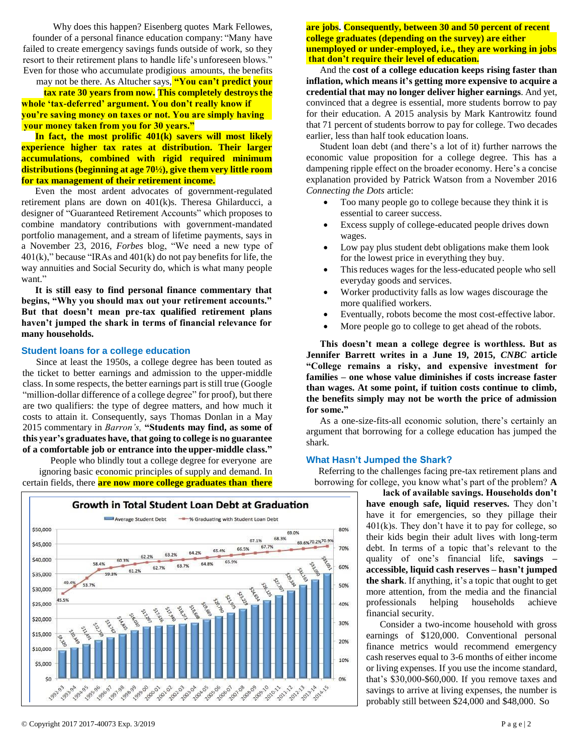Why does this happen? Eisenberg quotes Mark Fellowes, founder of a personal finance education company: "Many have failed to create emergency savings funds outside of work, so they resort to their retirement plans to handle life's unforeseen blows." Even for those who accumulate prodigious amounts, the benefits may not be there. As Altucher says, **"You can't predict your tax rate 30 years from now. This completely destroys the whole 'tax-deferred' argument. You don't really know if you're saving money on taxes or not. You are simply having your money taken from you for 30 years."**

**In fact, the most prolific 401(k) savers will most likely experience higher tax rates at distribution. Their larger accumulations, combined with rigid required minimum distributions (beginning at age 70½), give them very little room for tax management of their retirement income.**

Even the most ardent advocates of government-regulated retirement plans are down on 401(k)s. Theresa Ghilarducci, a designer of "Guaranteed Retirement Accounts" which proposes to combine mandatory contributions with government-mandated portfolio management, and a stream of lifetime payments, says in a November 23, 2016, *Forbes* blog, "We need a new type of 401(k)," because "IRAs and 401(k) do not pay benefits for life, the way annuities and Social Security do, which is what many people want."

**It is still easy to find personal finance commentary that begins, "Why you should max out your retirement accounts." But that doesn't mean pre-tax qualified retirement plans haven't jumped the shark in terms of financial relevance for many households.**

## Student loans for a college education

Since at least the 1950s, a college degree has been touted as the ticket to better earnings and admission to the upper-middle class. In some respects, the better earnings part is still true (Google "million-dollar difference of a college degree" for proof), but there are two qualifiers: the type of degree matters, and how much it costs to attain it. Consequently, says Thomas Donlan in a May 2015 commentary in *Barron's,* **"Students may find, as some of this year's graduates have, that going to college is no guarantee of a comfortable job or entrance into the upper-middle class."**

People who blindly tout a college degree for everyone are ignoring basic economic principles of supply and demand. In certain fields, there **are now more college graduates than there are jobs. Consequently, between 30 and 50 percent of recent college graduates (depending on the survey) are either unemployed or under-employed, i.e., they are working in jobs that don't require their level of education.**

And the **cost of a college education keeps rising faster than inflation, which means it's getting more expensive to acquire a credential that may no longer deliver higher earnings**. And yet, convinced that a degree is essential, more students borrow to pay for their education. A 2015 analysis by Mark Kantrowitz found that 71 percent of students borrow to pay for college. Two decades earlier, less than half took education loans.

Student loan debt (and there's a lot of it) further narrows the economic value proposition for a college degree. This has a dampening ripple effect on the broader economy. Here's a concise explanation provided by Patrick Watson from a November 2016 *Connecting the Dots* article:

- Too many people go to college because they think it is essential to career success.
- Excess supply of college-educated people drives down wages.
- Low pay plus student debt obligations make them look for the lowest price in everything they buy.
- This reduces wages for the less-educated people who sell everyday goods and services.
- Worker productivity falls as low wages discourage the more qualified workers.
- Eventually, robots become the most cost-effective labor.
- More people go to college to get ahead of the robots.

**This doesn't mean a college degree is worthless. But as Jennifer Barrett writes in a June 19, 2015, *CNBC* article "College remains a risky, and expensive investment for families – one whose value diminishes if costs increase faster than wages. At some point, if tuition costs continue to climb, the benefits simply may not be worth the price of admission for some."**

As a one-size-fits-all economic solution, there's certainly an argument that borrowing for a college education has jumped the shark.

**Growth in Total Student Loan Debt at Graduation**

| Year | Average Student Debt | % Graduating with Student Loan Debt |
|---|---|---|
| 1992-93 | $9,320 | 45.5% |
| 1993-94 | $10,349 | 49.4% |
| 1994-95 | $11,491 | 53.7% |
| 1995-96 | $12,739 | 58.4% |
| 1996-97 | $13,767 | 59.3% |
| 1997-98 | $14,855 | 60.3% |
| 1998-99 | $16,030 | 61.2% |
| 1999-00 | $17,297 | 62.2% |
| 2000-01 | $17,616 | 62.7% |
| 2001-02 | $17,940 | 63.2% |
| 2002-03 | $18,271 | 63.7% |
| 2003-04 | $18,608 | 64.2% |
| 2004-05 | $19,669 | 64.8% |
| 2005-06 | $20,790 | 65.4% |
| 2006-07 | $21,975 | 65.9% |
| 2007-08 | $23,229 | 66.5% |
| 2008-09 | $24,634 | 67.1% |
| 2009-10 | $26,125 | 67.7% |
| 2010-11 | $27,707 | 68.3% |
| 2011-12 | $29,384 | 69.0% |
| 2012-13 | $31,163 | 69.6% |
| 2013-14 | $33,050 | 70.2% |
| 2014-15 | $35,051 | 70.9% |

## What Hasn't Jumped the Shark?

Referring to the challenges facing pre-tax retirement plans and borrowing for college, you know what's part of the problem? **A lack of available savings. Households don't have enough safe, liquid reserves.** They don't have it for emergencies, so they pillage their 401(k)s. They don't have it to pay for college, so their kids begin their adult lives with long-term debt. In terms of a topic that's relevant to the quality of one's financial life, **savings – accessible, liquid cash reserves – hasn't jumped the shark**. If anything, it's a topic that ought to get more attention, from the media and the financial professionals helping households achieve financial security.

Consider a two-income household with gross earnings of $120,000. Conventional personal finance metrics would recommend emergency cash reserves equal to 3-6 months of either income or living expenses. If you use the income standard, that's $30,000-$60,000. If you remove taxes and savings to arrive at living expenses, the number is probably still between $24,000 and $48,000. So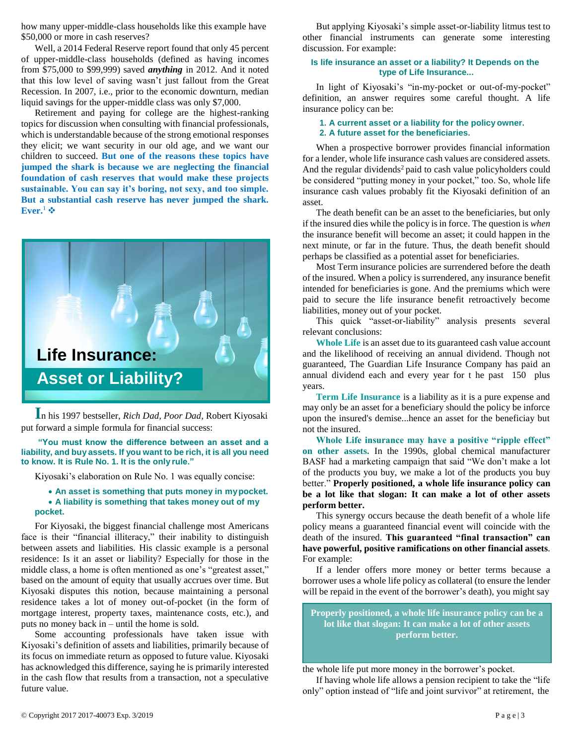how many upper-middle-class households like this example have $50,000 or more in cash reserves?

Well, a 2014 Federal Reserve report found that only 45 percent of upper-middle-class households (defined as having incomes from $75,000 to $99,999) saved ***anything*** in 2012. And it noted that this low level of saving wasn't just fallout from the Great Recession. In 2007, i.e., prior to the economic downturn, median liquid savings for the upper-middle class was only $7,000.

Retirement and paying for college are the highest-ranking topics for discussion when consulting with financial professionals, which is understandable because of the strong emotional responses they elicit; we want security in our old age, and we want our children to succeed. **But one of the reasons these topics have jumped the shark is because we are neglecting the financial foundation of cash reserves that would make these projects sustainable. You can say it's boring, not sexy, and too simple. But a substantial cash reserve has never jumped the shark. Ever.**[1] ❖

# Life Insurance: Asset or Liability?

In his 1997 bestseller, *Rich Dad, Poor Dad*, Robert Kiyosaki put forward a simple formula for financial success:

**"You must know the difference between an asset and a liability, and buy assets. If you want to be rich, it is all you need to know. It is Rule No. 1. It is the only rule."**

Kiyosaki's elaboration on Rule No. 1 was equally concise:

- **An asset is something that puts money in my pocket.**
- **A liability is something that takes money out of my pocket.**

For Kiyosaki, the biggest financial challenge most Americans face is their "financial illiteracy," their inability to distinguish between assets and liabilities. His classic example is a personal residence: Is it an asset or liability? Especially for those in the middle class, a home is often mentioned as one's "greatest asset," based on the amount of equity that usually accrues over time. But Kiyosaki disputes this notion, because maintaining a personal residence takes a lot of money out-of-pocket (in the form of mortgage interest, property taxes, maintenance costs, etc.), and puts no money back in – until the home is sold.

Some accounting professionals have taken issue with Kiyosaki's definition of assets and liabilities, primarily because of its focus on immediate return as opposed to future value. Kiyosaki has acknowledged this difference, saying he is primarily interested in the cash flow that results from a transaction, not a speculative future value.

But applying Kiyosaki's simple asset-or-liability litmus test to other financial instruments can generate some interesting discussion. For example:

### Is life insurance an asset or a liability? It Depends on the type of Life Insurance...

In light of Kiyosaki's "in-my-pocket or out-of-my-pocket" definition, an answer requires some careful thought. A life insurance policy can be:

1. **A current asset or a liability for the policy owner.**
2. **A future asset for the beneficiaries.**

When a prospective borrower provides financial information for a lender, whole life insurance cash values are considered assets. And the regular dividends[2] paid to cash value policyholders could be considered "putting money in your pocket," too. So, whole life insurance cash values probably fit the Kiyosaki definition of an asset.

The death benefit can be an asset to the beneficiaries, but only if the insured dies while the policy is in force. The question is *when* the insurance benefit will become an asset; it could happen in the next minute, or far in the future. Thus, the death benefit should perhaps be classified as a potential asset for beneficiaries.

Most Term insurance policies are surrendered before the death of the insured. When a policy is surrendered, any insurance benefit intended for beneficiaries is gone. And the premiums which were paid to secure the life insurance benefit retroactively become liabilities, money out of your pocket.

This quick "asset-or-liability" analysis presents several relevant conclusions:

**Whole Life** is an asset due to its guaranteed cash value account and the likelihood of receiving an annual dividend. Though not guaranteed, The Guardian Life Insurance Company has paid an annual dividend each and every year for t he past 150 plus years.

**Term Life Insurance** is a liability as it is a pure expense and may only be an asset for a beneficiary should the policy be inforce upon the insured's demise...hence an asset for the beneficiay but not the insured.

**Whole Life insurance may have a positive "ripple effect" on other assets.** In the 1990s, global chemical manufacturer BASF had a marketing campaign that said "We don't make a lot of the products you buy, we make a lot of the products you buy better." **Properly positioned, a whole life insurance policy can be a lot like that slogan: It can make a lot of other assets perform better.**

This synergy occurs because the death benefit of a whole life policy means a guaranteed financial event will coincide with the death of the insured. **This guaranteed "final transaction" can have powerful, positive ramifications on other financial assets**. For example:

If a lender offers more money or better terms because a borrower uses a whole life policy as collateral (to ensure the lender will be repaid in the event of the borrower's death), you might say the whole life put more money in the borrower's pocket.

> **Properly positioned, a whole life insurance policy can be a lot like that slogan: It can make a lot of other assets perform better.**

If having whole life allows a pension recipient to take the "life only" option instead of "life and joint survivor" at retirement, the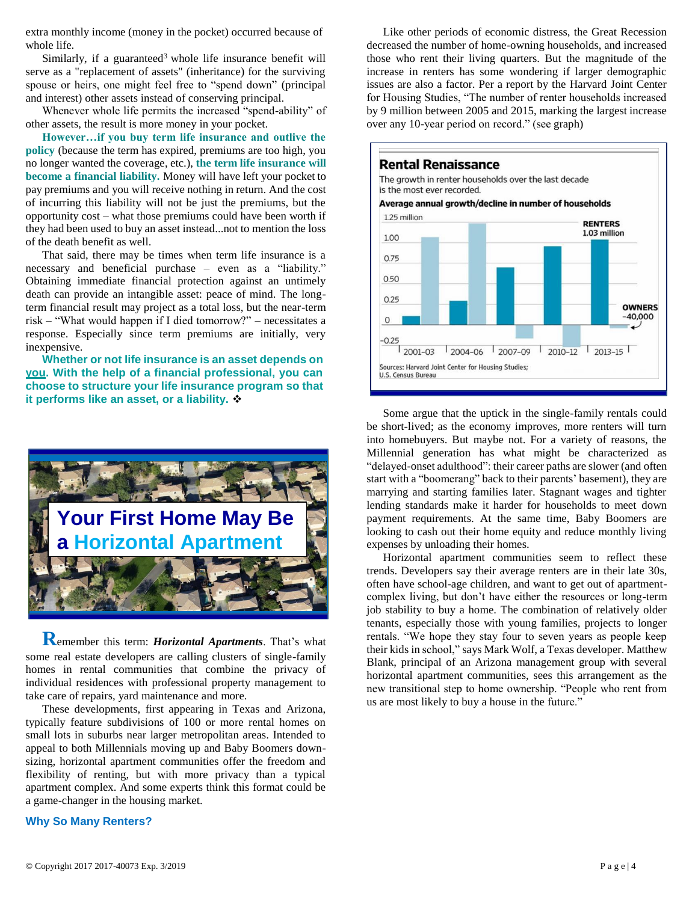extra monthly income (money in the pocket) occurred because of whole life.

Similarly, if a guaranteed[3] whole life insurance benefit will serve as a "replacement of assets" (inheritance) for the surviving spouse or heirs, one might feel free to "spend down" (principal and interest) other assets instead of conserving principal.

Whenever whole life permits the increased "spend-ability" of other assets, the result is more money in your pocket.

**However…if you buy term life insurance and outlive the policy** (because the term has expired, premiums are too high, you no longer wanted the coverage, etc.), **the term life insurance will become a financial liability.** Money will have left your pocket to pay premiums and you will receive nothing in return. And the cost of incurring this liability will not be just the premiums, but the opportunity cost – what those premiums could have been worth if they had been used to buy an asset instead...not to mention the loss of the death benefit as well.

That said, there may be times when term life insurance is a necessary and beneficial purchase – even as a "liability." Obtaining immediate financial protection against an untimely death can provide an intangible asset: peace of mind. The long-term financial result may project as a total loss, but the near-term risk – "What would happen if I died tomorrow?" – necessitates a response. Especially since term premiums are initially, very inexpensive.

**Whether or not life insurance is an asset depends on you. With the help of a financial professional, you can choose to structure your life insurance program so that it performs like an asset, or a liability.** ❖

## Your First Home May Be a Horizontal Apartment

Remember this term: ***Horizontal Apartments***. That's what some real estate developers are calling clusters of single-family homes in rental communities that combine the privacy of individual residences with professional property management to take care of repairs, yard maintenance and more.

These developments, first appearing in Texas and Arizona, typically feature subdivisions of 100 or more rental homes on small lots in suburbs near larger metropolitan areas. Intended to appeal to both Millennials moving up and Baby Boomers down-sizing, horizontal apartment communities offer the freedom and flexibility of renting, but with more privacy than a typical apartment complex. And some experts think this format could be a game-changer in the housing market.

### Why So Many Renters?

Like other periods of economic distress, the Great Recession decreased the number of home-owning households, and increased those who rent their living quarters. But the magnitude of the increase in renters has some wondering if larger demographic issues are also a factor. Per a report by the Harvard Joint Center for Housing Studies, "The number of renter households increased by 9 million between 2005 and 2015, marking the largest increase over any 10-year period on record." (see graph)

**Rental Renaissance**

The growth in renter households over the last decade is the most ever recorded.

**Average annual growth/decline in number of households**

(Chart: renters vs. owners for 2001–03, 2004–06, 2007–09, 2010–12, 2013–15; RENTERS 1.03 million; OWNERS −40,000)

Sources: Harvard Joint Center for Housing Studies; U.S. Census Bureau

Some argue that the uptick in the single-family rentals could be short-lived; as the economy improves, more renters will turn into homebuyers. But maybe not. For a variety of reasons, the Millennial generation has what might be characterized as "delayed-onset adulthood": their career paths are slower (and often start with a "boomerang" back to their parents' basement), they are marrying and starting families later. Stagnant wages and tighter lending standards make it harder for households to meet down payment requirements. At the same time, Baby Boomers are looking to cash out their home equity and reduce monthly living expenses by unloading their homes.

Horizontal apartment communities seem to reflect these trends. Developers say their average renters are in their late 30s, often have school-age children, and want to get out of apartment-complex living, but don't have either the resources or long-term job stability to buy a home. The combination of relatively older tenants, especially those with young families, projects to longer rentals. "We hope they stay four to seven years as people keep their kids in school," says Mark Wolf, a Texas developer. Matthew Blank, principal of an Arizona management group with several horizontal apartment communities, sees this arrangement as the new transitional step to home ownership. "People who rent from us are most likely to buy a house in the future."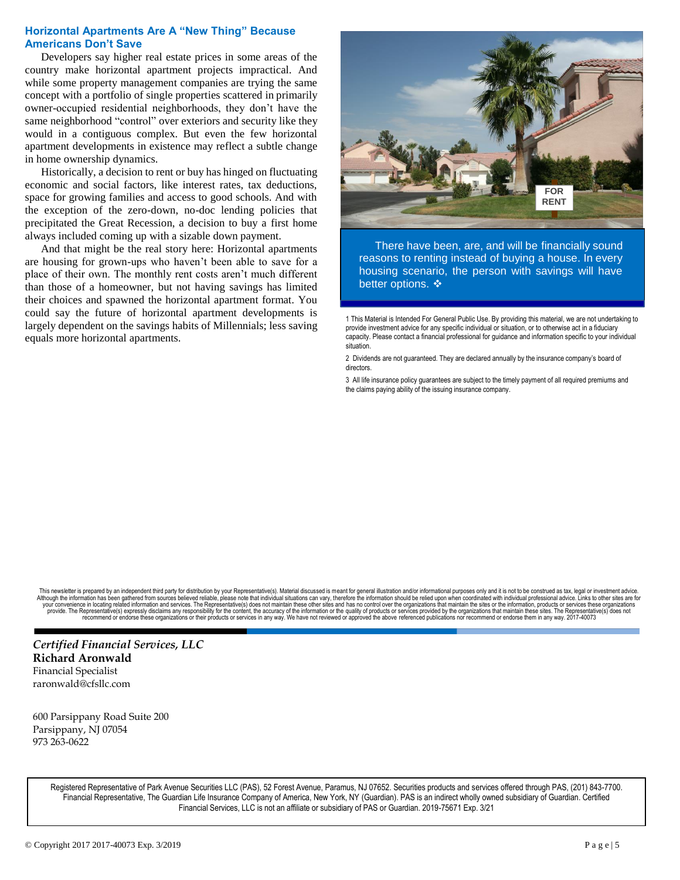### Horizontal Apartments Are A "New Thing" Because Americans Don't Save

Developers say higher real estate prices in some areas of the country make horizontal apartment projects impractical. And while some property management companies are trying the same concept with a portfolio of single properties scattered in primarily owner-occupied residential neighborhoods, they don't have the same neighborhood "control" over exteriors and security like they would in a contiguous complex. But even the few horizontal apartment developments in existence may reflect a subtle change in home ownership dynamics.

Historically, a decision to rent or buy has hinged on fluctuating economic and social factors, like interest rates, tax deductions, space for growing families and access to good schools. And with the exception of the zero-down, no-doc lending policies that precipitated the Great Recession, a decision to buy a first home always included coming up with a sizable down payment.

And that might be the real story here: Horizontal apartments are housing for grown-ups who haven't been able to save for a place of their own. The monthly rent costs aren't much different than those of a homeowner, but not having savings has limited their choices and spawned the horizontal apartment format. You could say the future of horizontal apartment developments is largely dependent on the savings habits of Millennials; less saving equals more horizontal apartments.

FOR RENT

There have been, are, and will be financially sound reasons to renting instead of buying a house. In every housing scenario, the person with savings will have better options. ❖

1 This Material is Intended For General Public Use. By providing this material, we are not undertaking to provide investment advice for any specific individual or situation, or to otherwise act in a fiduciary capacity. Please contact a financial professional for guidance and information specific to your individual situation.

2 Dividends are not guaranteed. They are declared annually by the insurance company's board of directors.

3 All life insurance policy guarantees are subject to the timely payment of all required premiums and the claims paying ability of the issuing insurance company.

This newsletter is prepared by an independent third party for distribution by your Representative(s). Material discussed is meant for general illustration and/or informational purposes only and it is not to be construed as tax, legal or investment advice. Although the information has been gathered from sources believed reliable, please note that individual situations can vary, therefore the information should be relied upon when coordinated with individual professional advice. Links to other sites are for your convenience in locating related information and services. The Representative(s) does not maintain these other sites and has no control over the organizations that maintain the sites or the information, products or services these organizations provide. The Representative(s) expressly disclaims any responsibility for the content, the accuracy of the information or the quality of products or services provided by the organizations that maintain these sites. The Representative(s) does not recommend or endorse these organizations or their products or services in any way. We have not reviewed or approved the above referenced publications nor recommend or endorse them in any way. 2017-40073

***Certified Financial Services, LLC***
**Richard Aronwald**
Financial Specialist
raronwald@cfsllc.com

600 Parsippany Road Suite 200
Parsippany, NJ 07054
973 263-0622

Registered Representative of Park Avenue Securities LLC (PAS), 52 Forest Avenue, Paramus, NJ 07652. Securities products and services offered through PAS, (201) 843-7700. Financial Representative, The Guardian Life Insurance Company of America, New York, NY (Guardian). PAS is an indirect wholly owned subsidiary of Guardian. Certified Financial Services, LLC is not an affiliate or subsidiary of PAS or Guardian. 2019-75671 Exp. 3/21

© Copyright 2017 2017-40073 Exp. 3/2019